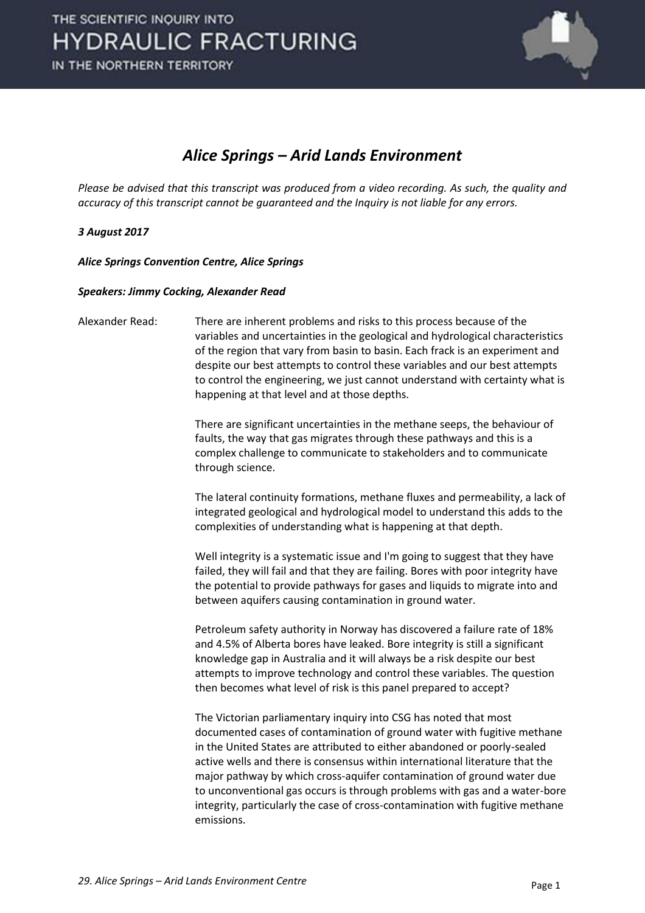# *Alice Springs – Arid Lands Environment*

*Please be advised that this transcript was produced from a video recording. As such, the quality and accuracy of this transcript cannot be guaranteed and the Inquiry is not liable for any errors.*

***3 August 2017***

***Alice Springs Convention Centre, Alice Springs***

***Speakers: Jimmy Cocking, Alexander Read***

Alexander Read: There are inherent problems and risks to this process because of the variables and uncertainties in the geological and hydrological characteristics of the region that vary from basin to basin. Each frack is an experiment and despite our best attempts to control these variables and our best attempts to control the engineering, we just cannot understand with certainty what is happening at that level and at those depths.

There are significant uncertainties in the methane seeps, the behaviour of faults, the way that gas migrates through these pathways and this is a complex challenge to communicate to stakeholders and to communicate through science.

The lateral continuity formations, methane fluxes and permeability, a lack of integrated geological and hydrological model to understand this adds to the complexities of understanding what is happening at that depth.

Well integrity is a systematic issue and I'm going to suggest that they have failed, they will fail and that they are failing. Bores with poor integrity have the potential to provide pathways for gases and liquids to migrate into and between aquifers causing contamination in ground water.

Petroleum safety authority in Norway has discovered a failure rate of 18% and 4.5% of Alberta bores have leaked. Bore integrity is still a significant knowledge gap in Australia and it will always be a risk despite our best attempts to improve technology and control these variables. The question then becomes what level of risk is this panel prepared to accept?

The Victorian parliamentary inquiry into CSG has noted that most documented cases of contamination of ground water with fugitive methane in the United States are attributed to either abandoned or poorly-sealed active wells and there is consensus within international literature that the major pathway by which cross-aquifer contamination of ground water due to unconventional gas occurs is through problems with gas and a water-bore integrity, particularly the case of cross-contamination with fugitive methane emissions.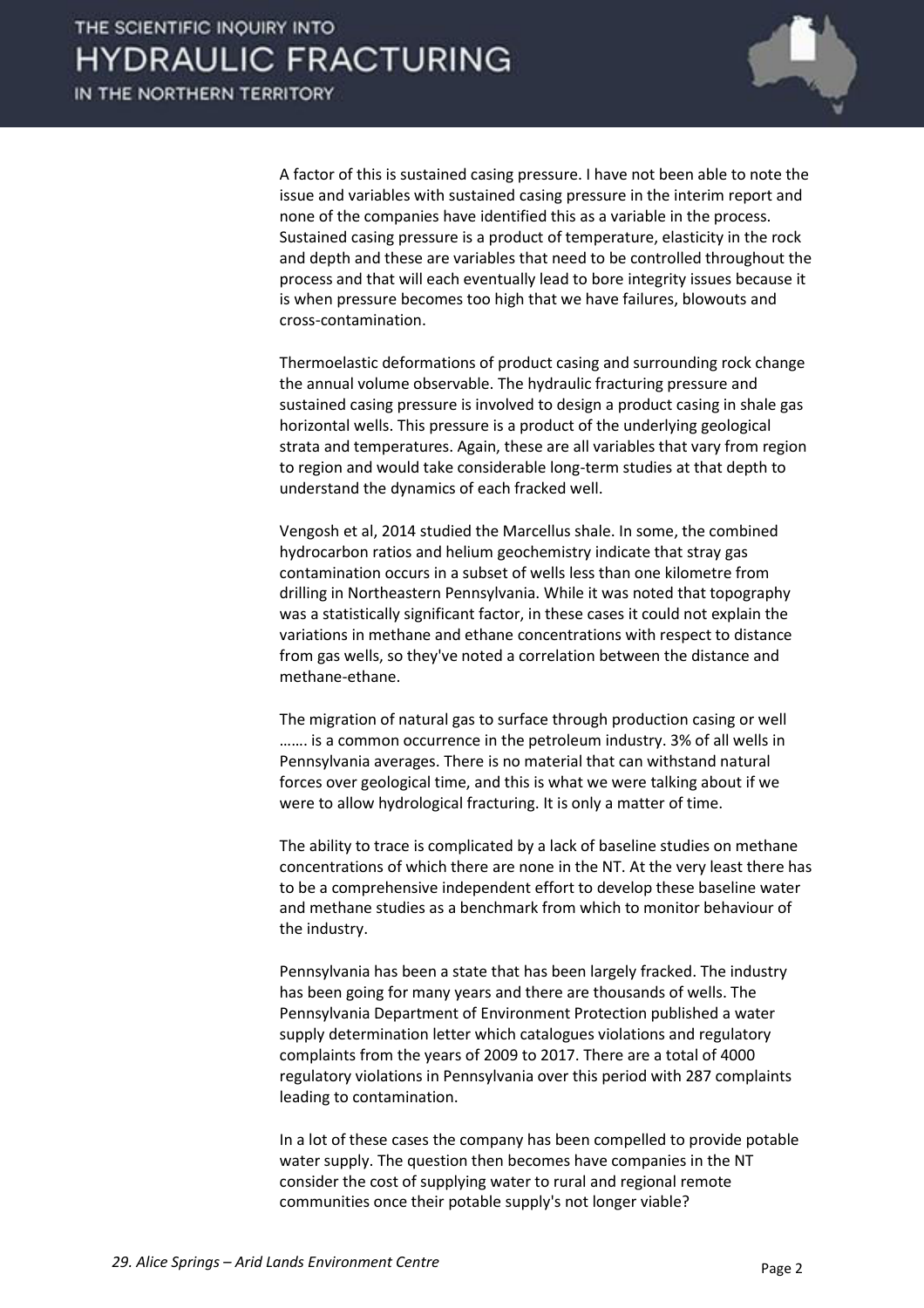A factor of this is sustained casing pressure. I have not been able to note the issue and variables with sustained casing pressure in the interim report and none of the companies have identified this as a variable in the process. Sustained casing pressure is a product of temperature, elasticity in the rock and depth and these are variables that need to be controlled throughout the process and that will each eventually lead to bore integrity issues because it is when pressure becomes too high that we have failures, blowouts and cross-contamination.

Thermoelastic deformations of product casing and surrounding rock change the annual volume observable. The hydraulic fracturing pressure and sustained casing pressure is involved to design a product casing in shale gas horizontal wells. This pressure is a product of the underlying geological strata and temperatures. Again, these are all variables that vary from region to region and would take considerable long-term studies at that depth to understand the dynamics of each fracked well.

Vengosh et al, 2014 studied the Marcellus shale. In some, the combined hydrocarbon ratios and helium geochemistry indicate that stray gas contamination occurs in a subset of wells less than one kilometre from drilling in Northeastern Pennsylvania. While it was noted that topography was a statistically significant factor, in these cases it could not explain the variations in methane and ethane concentrations with respect to distance from gas wells, so they've noted a correlation between the distance and methane-ethane.

The migration of natural gas to surface through production casing or well ……. is a common occurrence in the petroleum industry. 3% of all wells in Pennsylvania averages. There is no material that can withstand natural forces over geological time, and this is what we were talking about if we were to allow hydrological fracturing. It is only a matter of time.

The ability to trace is complicated by a lack of baseline studies on methane concentrations of which there are none in the NT. At the very least there has to be a comprehensive independent effort to develop these baseline water and methane studies as a benchmark from which to monitor behaviour of the industry.

Pennsylvania has been a state that has been largely fracked. The industry has been going for many years and there are thousands of wells. The Pennsylvania Department of Environment Protection published a water supply determination letter which catalogues violations and regulatory complaints from the years of 2009 to 2017. There are a total of 4000 regulatory violations in Pennsylvania over this period with 287 complaints leading to contamination.

In a lot of these cases the company has been compelled to provide potable water supply. The question then becomes have companies in the NT consider the cost of supplying water to rural and regional remote communities once their potable supply's not longer viable?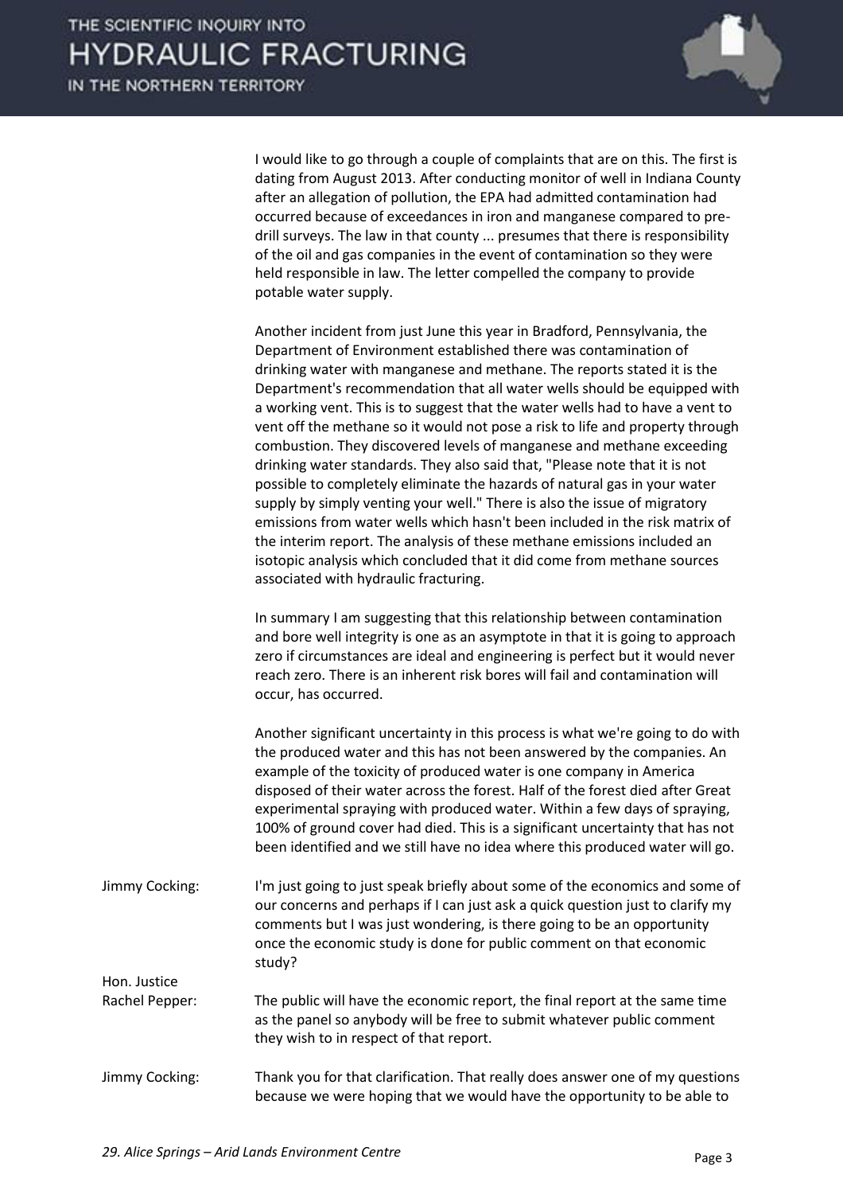I would like to go through a couple of complaints that are on this. The first is dating from August 2013. After conducting monitor of well in Indiana County after an allegation of pollution, the EPA had admitted contamination had occurred because of exceedances in iron and manganese compared to pre-drill surveys. The law in that county ... presumes that there is responsibility of the oil and gas companies in the event of contamination so they were held responsible in law. The letter compelled the company to provide potable water supply.

Another incident from just June this year in Bradford, Pennsylvania, the Department of Environment established there was contamination of drinking water with manganese and methane. The reports stated it is the Department's recommendation that all water wells should be equipped with a working vent. This is to suggest that the water wells had to have a vent to vent off the methane so it would not pose a risk to life and property through combustion. They discovered levels of manganese and methane exceeding drinking water standards. They also said that, "Please note that it is not possible to completely eliminate the hazards of natural gas in your water supply by simply venting your well." There is also the issue of migratory emissions from water wells which hasn't been included in the risk matrix of the interim report. The analysis of these methane emissions included an isotopic analysis which concluded that it did come from methane sources associated with hydraulic fracturing.

In summary I am suggesting that this relationship between contamination and bore well integrity is one as an asymptote in that it is going to approach zero if circumstances are ideal and engineering is perfect but it would never reach zero. There is an inherent risk bores will fail and contamination will occur, has occurred.

Another significant uncertainty in this process is what we're going to do with the produced water and this has not been answered by the companies. An example of the toxicity of produced water is one company in America disposed of their water across the forest. Half of the forest died after Great experimental spraying with produced water. Within a few days of spraying, 100% of ground cover had died. This is a significant uncertainty that has not been identified and we still have no idea where this produced water will go.

Jimmy Cocking: I'm just going to just speak briefly about some of the economics and some of our concerns and perhaps if I can just ask a quick question just to clarify my comments but I was just wondering, is there going to be an opportunity once the economic study is done for public comment on that economic study?

Hon. Justice Rachel Pepper: The public will have the economic report, the final report at the same time as the panel so anybody will be free to submit whatever public comment they wish to in respect of that report.

Jimmy Cocking: Thank you for that clarification. That really does answer one of my questions because we were hoping that we would have the opportunity to be able to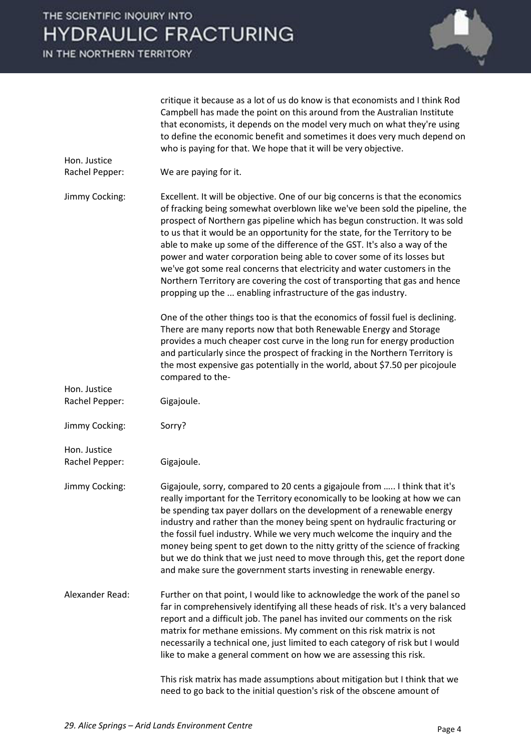critique it because as a lot of us do know is that economists and I think Rod Campbell has made the point on this around from the Australian Institute that economists, it depends on the model very much on what they're using to define the economic benefit and sometimes it does very much depend on who is paying for that. We hope that it will be very objective.

**Hon. Justice Rachel Pepper:** We are paying for it.

**Jimmy Cocking:** Excellent. It will be objective. One of our big concerns is that the economics of fracking being somewhat overblown like we've been sold the pipeline, the prospect of Northern gas pipeline which has begun construction. It was sold to us that it would be an opportunity for the state, for the Territory to be able to make up some of the difference of the GST. It's also a way of the power and water corporation being able to cover some of its losses but we've got some real concerns that electricity and water customers in the Northern Territory are covering the cost of transporting that gas and hence propping up the ... enabling infrastructure of the gas industry.

One of the other things too is that the economics of fossil fuel is declining. There are many reports now that both Renewable Energy and Storage provides a much cheaper cost curve in the long run for energy production and particularly since the prospect of fracking in the Northern Territory is the most expensive gas potentially in the world, about $7.50 per picojoule compared to the-

**Hon. Justice Rachel Pepper:** Gigajoule.

**Jimmy Cocking:** Sorry?

**Hon. Justice Rachel Pepper:** Gigajoule.

**Jimmy Cocking:** Gigajoule, sorry, compared to 20 cents a gigajoule from ….. I think that it's really important for the Territory economically to be looking at how we can be spending tax payer dollars on the development of a renewable energy industry and rather than the money being spent on hydraulic fracturing or the fossil fuel industry. While we very much welcome the inquiry and the money being spent to get down to the nitty gritty of the science of fracking but we do think that we just need to move through this, get the report done and make sure the government starts investing in renewable energy.

**Alexander Read:** Further on that point, I would like to acknowledge the work of the panel so far in comprehensively identifying all these heads of risk. It's a very balanced report and a difficult job. The panel has invited our comments on the risk matrix for methane emissions. My comment on this risk matrix is not necessarily a technical one, just limited to each category of risk but I would like to make a general comment on how we are assessing this risk.

This risk matrix has made assumptions about mitigation but I think that we need to go back to the initial question's risk of the obscene amount of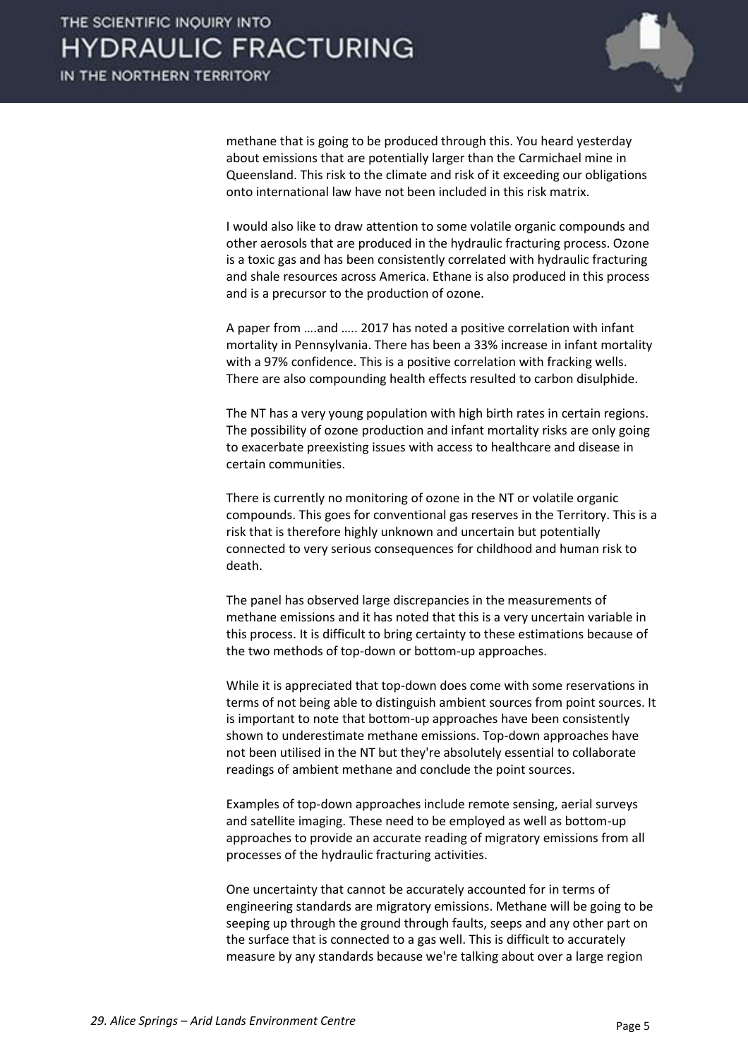methane that is going to be produced through this. You heard yesterday about emissions that are potentially larger than the Carmichael mine in Queensland. This risk to the climate and risk of it exceeding our obligations onto international law have not been included in this risk matrix.

I would also like to draw attention to some volatile organic compounds and other aerosols that are produced in the hydraulic fracturing process. Ozone is a toxic gas and has been consistently correlated with hydraulic fracturing and shale resources across America. Ethane is also produced in this process and is a precursor to the production of ozone.

A paper from ….and ….. 2017 has noted a positive correlation with infant mortality in Pennsylvania. There has been a 33% increase in infant mortality with a 97% confidence. This is a positive correlation with fracking wells. There are also compounding health effects resulted to carbon disulphide.

The NT has a very young population with high birth rates in certain regions. The possibility of ozone production and infant mortality risks are only going to exacerbate preexisting issues with access to healthcare and disease in certain communities.

There is currently no monitoring of ozone in the NT or volatile organic compounds. This goes for conventional gas reserves in the Territory. This is a risk that is therefore highly unknown and uncertain but potentially connected to very serious consequences for childhood and human risk to death.

The panel has observed large discrepancies in the measurements of methane emissions and it has noted that this is a very uncertain variable in this process. It is difficult to bring certainty to these estimations because of the two methods of top-down or bottom-up approaches.

While it is appreciated that top-down does come with some reservations in terms of not being able to distinguish ambient sources from point sources. It is important to note that bottom-up approaches have been consistently shown to underestimate methane emissions. Top-down approaches have not been utilised in the NT but they're absolutely essential to collaborate readings of ambient methane and conclude the point sources.

Examples of top-down approaches include remote sensing, aerial surveys and satellite imaging. These need to be employed as well as bottom-up approaches to provide an accurate reading of migratory emissions from all processes of the hydraulic fracturing activities.

One uncertainty that cannot be accurately accounted for in terms of engineering standards are migratory emissions. Methane will be going to be seeping up through the ground through faults, seeps and any other part on the surface that is connected to a gas well. This is difficult to accurately measure by any standards because we're talking about over a large region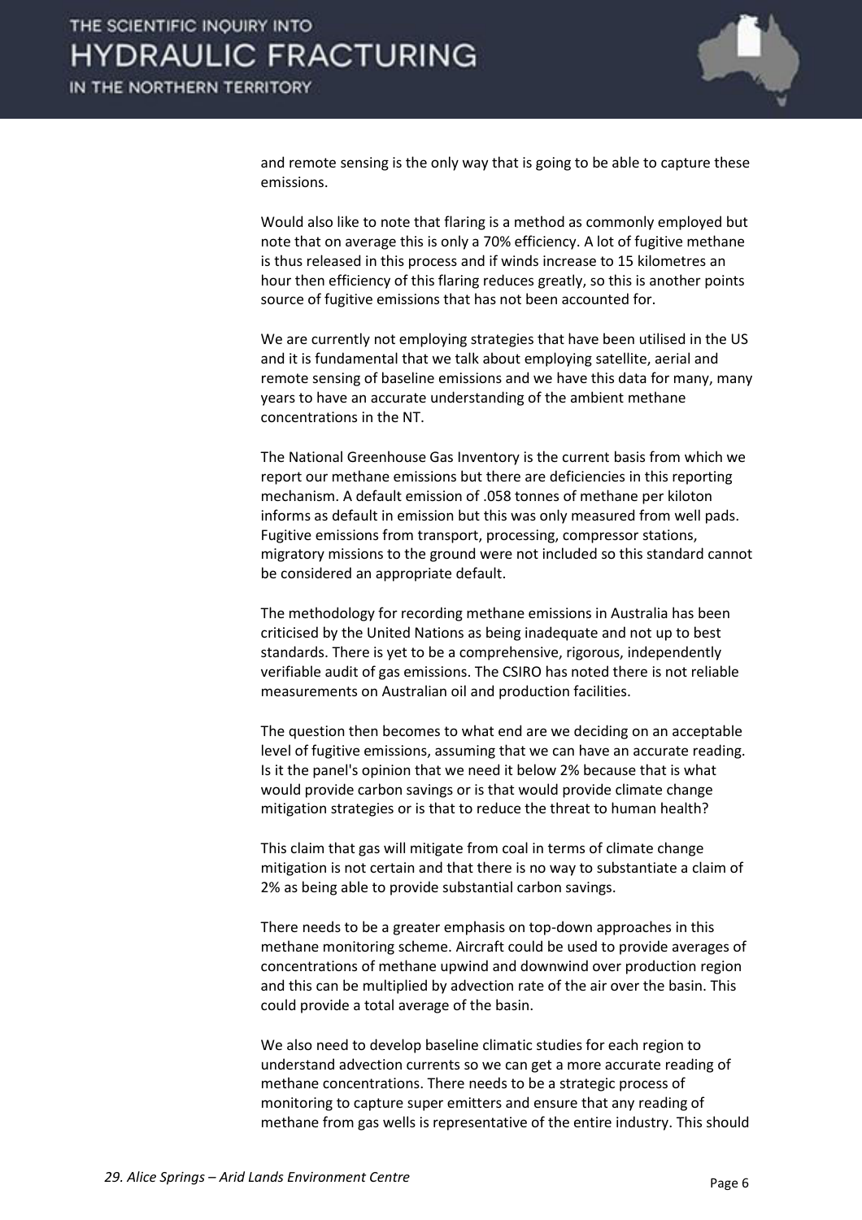and remote sensing is the only way that is going to be able to capture these emissions.

Would also like to note that flaring is a method as commonly employed but note that on average this is only a 70% efficiency. A lot of fugitive methane is thus released in this process and if winds increase to 15 kilometres an hour then efficiency of this flaring reduces greatly, so this is another points source of fugitive emissions that has not been accounted for.

We are currently not employing strategies that have been utilised in the US and it is fundamental that we talk about employing satellite, aerial and remote sensing of baseline emissions and we have this data for many, many years to have an accurate understanding of the ambient methane concentrations in the NT.

The National Greenhouse Gas Inventory is the current basis from which we report our methane emissions but there are deficiencies in this reporting mechanism. A default emission of .058 tonnes of methane per kiloton informs as default in emission but this was only measured from well pads. Fugitive emissions from transport, processing, compressor stations, migratory missions to the ground were not included so this standard cannot be considered an appropriate default.

The methodology for recording methane emissions in Australia has been criticised by the United Nations as being inadequate and not up to best standards. There is yet to be a comprehensive, rigorous, independently verifiable audit of gas emissions. The CSIRO has noted there is not reliable measurements on Australian oil and production facilities.

The question then becomes to what end are we deciding on an acceptable level of fugitive emissions, assuming that we can have an accurate reading. Is it the panel's opinion that we need it below 2% because that is what would provide carbon savings or is that would provide climate change mitigation strategies or is that to reduce the threat to human health?

This claim that gas will mitigate from coal in terms of climate change mitigation is not certain and that there is no way to substantiate a claim of 2% as being able to provide substantial carbon savings.

There needs to be a greater emphasis on top-down approaches in this methane monitoring scheme. Aircraft could be used to provide averages of concentrations of methane upwind and downwind over production region and this can be multiplied by advection rate of the air over the basin. This could provide a total average of the basin.

We also need to develop baseline climatic studies for each region to understand advection currents so we can get a more accurate reading of methane concentrations. There needs to be a strategic process of monitoring to capture super emitters and ensure that any reading of methane from gas wells is representative of the entire industry. This should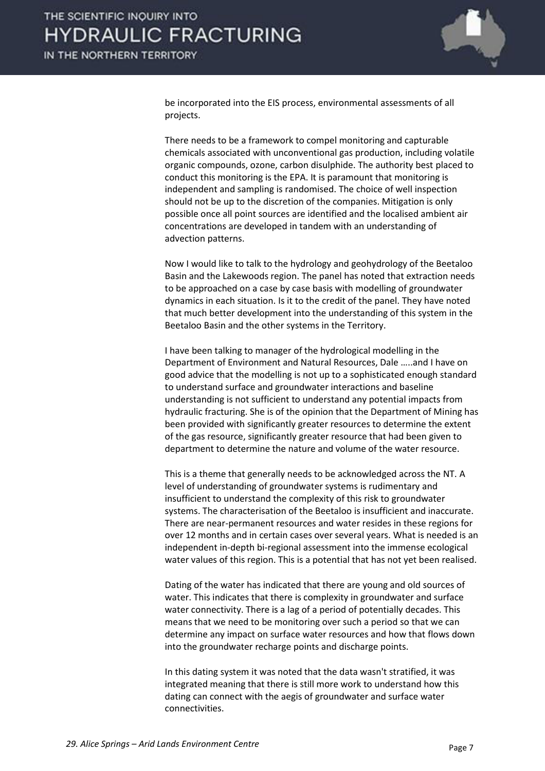be incorporated into the EIS process, environmental assessments of all projects.

There needs to be a framework to compel monitoring and capturable chemicals associated with unconventional gas production, including volatile organic compounds, ozone, carbon disulphide. The authority best placed to conduct this monitoring is the EPA. It is paramount that monitoring is independent and sampling is randomised. The choice of well inspection should not be up to the discretion of the companies. Mitigation is only possible once all point sources are identified and the localised ambient air concentrations are developed in tandem with an understanding of advection patterns.

Now I would like to talk to the hydrology and geohydrology of the Beetaloo Basin and the Lakewoods region. The panel has noted that extraction needs to be approached on a case by case basis with modelling of groundwater dynamics in each situation. Is it to the credit of the panel. They have noted that much better development into the understanding of this system in the Beetaloo Basin and the other systems in the Territory.

I have been talking to manager of the hydrological modelling in the Department of Environment and Natural Resources, Dale …..and I have on good advice that the modelling is not up to a sophisticated enough standard to understand surface and groundwater interactions and baseline understanding is not sufficient to understand any potential impacts from hydraulic fracturing. She is of the opinion that the Department of Mining has been provided with significantly greater resources to determine the extent of the gas resource, significantly greater resource that had been given to department to determine the nature and volume of the water resource.

This is a theme that generally needs to be acknowledged across the NT. A level of understanding of groundwater systems is rudimentary and insufficient to understand the complexity of this risk to groundwater systems. The characterisation of the Beetaloo is insufficient and inaccurate. There are near-permanent resources and water resides in these regions for over 12 months and in certain cases over several years. What is needed is an independent in-depth bi-regional assessment into the immense ecological water values of this region. This is a potential that has not yet been realised.

Dating of the water has indicated that there are young and old sources of water. This indicates that there is complexity in groundwater and surface water connectivity. There is a lag of a period of potentially decades. This means that we need to be monitoring over such a period so that we can determine any impact on surface water resources and how that flows down into the groundwater recharge points and discharge points.

In this dating system it was noted that the data wasn't stratified, it was integrated meaning that there is still more work to understand how this dating can connect with the aegis of groundwater and surface water connectivities.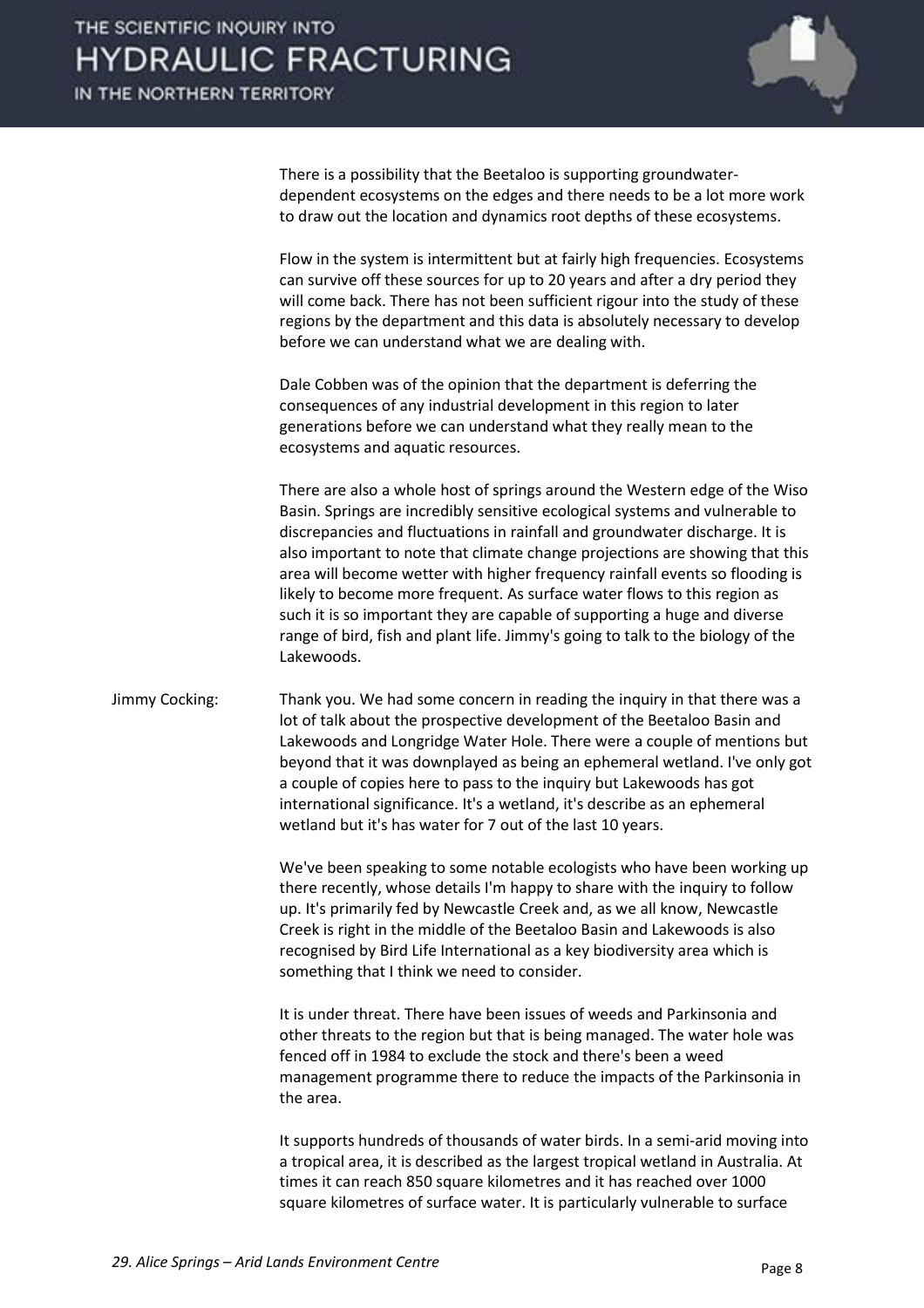There is a possibility that the Beetaloo is supporting groundwater-dependent ecosystems on the edges and there needs to be a lot more work to draw out the location and dynamics root depths of these ecosystems.

Flow in the system is intermittent but at fairly high frequencies. Ecosystems can survive off these sources for up to 20 years and after a dry period they will come back. There has not been sufficient rigour into the study of these regions by the department and this data is absolutely necessary to develop before we can understand what we are dealing with.

Dale Cobben was of the opinion that the department is deferring the consequences of any industrial development in this region to later generations before we can understand what they really mean to the ecosystems and aquatic resources.

There are also a whole host of springs around the Western edge of the Wiso Basin. Springs are incredibly sensitive ecological systems and vulnerable to discrepancies and fluctuations in rainfall and groundwater discharge. It is also important to note that climate change projections are showing that this area will become wetter with higher frequency rainfall events so flooding is likely to become more frequent. As surface water flows to this region as such it is so important they are capable of supporting a huge and diverse range of bird, fish and plant life. Jimmy's going to talk to the biology of the Lakewoods.

Jimmy Cocking: Thank you. We had some concern in reading the inquiry in that there was a lot of talk about the prospective development of the Beetaloo Basin and Lakewoods and Longridge Water Hole. There were a couple of mentions but beyond that it was downplayed as being an ephemeral wetland. I've only got a couple of copies here to pass to the inquiry but Lakewoods has got international significance. It's a wetland, it's describe as an ephemeral wetland but it's has water for 7 out of the last 10 years.

We've been speaking to some notable ecologists who have been working up there recently, whose details I'm happy to share with the inquiry to follow up. It's primarily fed by Newcastle Creek and, as we all know, Newcastle Creek is right in the middle of the Beetaloo Basin and Lakewoods is also recognised by Bird Life International as a key biodiversity area which is something that I think we need to consider.

It is under threat. There have been issues of weeds and Parkinsonia and other threats to the region but that is being managed. The water hole was fenced off in 1984 to exclude the stock and there's been a weed management programme there to reduce the impacts of the Parkinsonia in the area.

It supports hundreds of thousands of water birds. In a semi-arid moving into a tropical area, it is described as the largest tropical wetland in Australia. At times it can reach 850 square kilometres and it has reached over 1000 square kilometres of surface water. It is particularly vulnerable to surface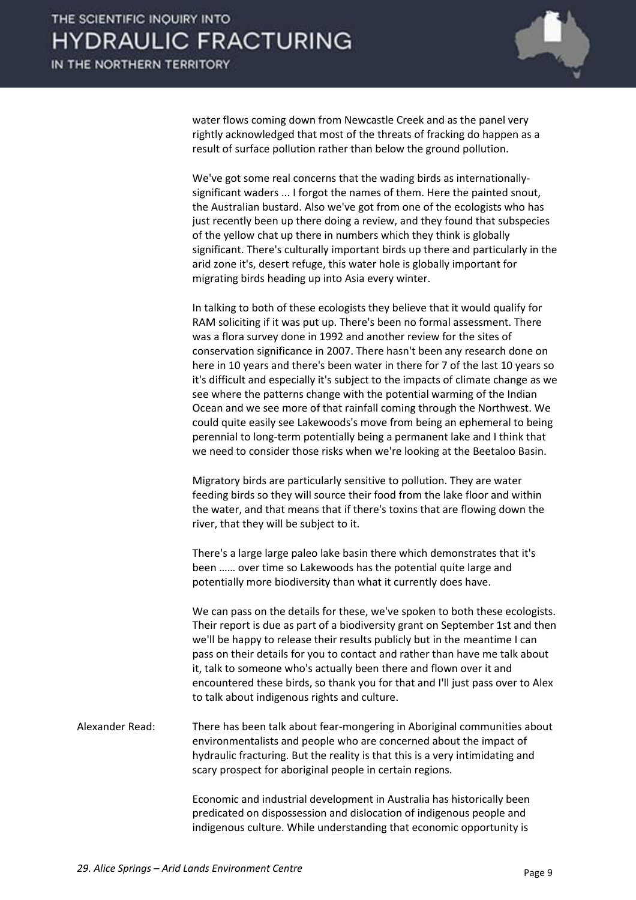water flows coming down from Newcastle Creek and as the panel very rightly acknowledged that most of the threats of fracking do happen as a result of surface pollution rather than below the ground pollution.

We've got some real concerns that the wading birds as internationally-significant waders ... I forgot the names of them. Here the painted snout, the Australian bustard. Also we've got from one of the ecologists who has just recently been up there doing a review, and they found that subspecies of the yellow chat up there in numbers which they think is globally significant. There's culturally important birds up there and particularly in the arid zone it's, desert refuge, this water hole is globally important for migrating birds heading up into Asia every winter.

In talking to both of these ecologists they believe that it would qualify for RAM soliciting if it was put up. There's been no formal assessment. There was a flora survey done in 1992 and another review for the sites of conservation significance in 2007. There hasn't been any research done on here in 10 years and there's been water in there for 7 of the last 10 years so it's difficult and especially it's subject to the impacts of climate change as we see where the patterns change with the potential warming of the Indian Ocean and we see more of that rainfall coming through the Northwest. We could quite easily see Lakewoods's move from being an ephemeral to being perennial to long-term potentially being a permanent lake and I think that we need to consider those risks when we're looking at the Beetaloo Basin.

Migratory birds are particularly sensitive to pollution. They are water feeding birds so they will source their food from the lake floor and within the water, and that means that if there's toxins that are flowing down the river, that they will be subject to it.

There's a large large paleo lake basin there which demonstrates that it's been …… over time so Lakewoods has the potential quite large and potentially more biodiversity than what it currently does have.

We can pass on the details for these, we've spoken to both these ecologists. Their report is due as part of a biodiversity grant on September 1st and then we'll be happy to release their results publicly but in the meantime I can pass on their details for you to contact and rather than have me talk about it, talk to someone who's actually been there and flown over it and encountered these birds, so thank you for that and I'll just pass over to Alex to talk about indigenous rights and culture.

Alexander Read: There has been talk about fear-mongering in Aboriginal communities about environmentalists and people who are concerned about the impact of hydraulic fracturing. But the reality is that this is a very intimidating and scary prospect for aboriginal people in certain regions.

Economic and industrial development in Australia has historically been predicated on dispossession and dislocation of indigenous people and indigenous culture. While understanding that economic opportunity is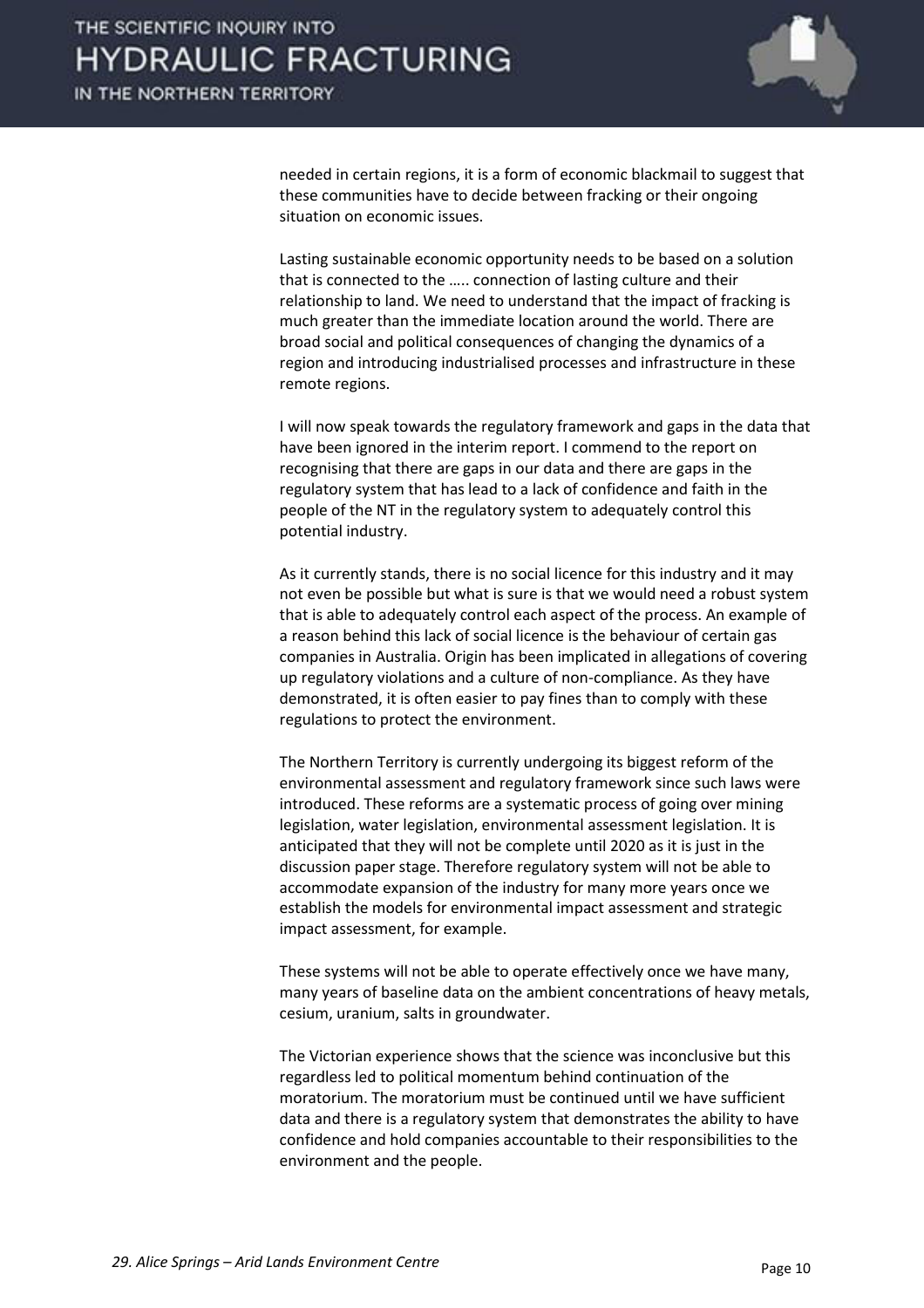needed in certain regions, it is a form of economic blackmail to suggest that these communities have to decide between fracking or their ongoing situation on economic issues.

Lasting sustainable economic opportunity needs to be based on a solution that is connected to the ….. connection of lasting culture and their relationship to land. We need to understand that the impact of fracking is much greater than the immediate location around the world. There are broad social and political consequences of changing the dynamics of a region and introducing industrialised processes and infrastructure in these remote regions.

I will now speak towards the regulatory framework and gaps in the data that have been ignored in the interim report. I commend to the report on recognising that there are gaps in our data and there are gaps in the regulatory system that has lead to a lack of confidence and faith in the people of the NT in the regulatory system to adequately control this potential industry.

As it currently stands, there is no social licence for this industry and it may not even be possible but what is sure is that we would need a robust system that is able to adequately control each aspect of the process. An example of a reason behind this lack of social licence is the behaviour of certain gas companies in Australia. Origin has been implicated in allegations of covering up regulatory violations and a culture of non-compliance. As they have demonstrated, it is often easier to pay fines than to comply with these regulations to protect the environment.

The Northern Territory is currently undergoing its biggest reform of the environmental assessment and regulatory framework since such laws were introduced. These reforms are a systematic process of going over mining legislation, water legislation, environmental assessment legislation. It is anticipated that they will not be complete until 2020 as it is just in the discussion paper stage. Therefore regulatory system will not be able to accommodate expansion of the industry for many more years once we establish the models for environmental impact assessment and strategic impact assessment, for example.

These systems will not be able to operate effectively once we have many, many years of baseline data on the ambient concentrations of heavy metals, cesium, uranium, salts in groundwater.

The Victorian experience shows that the science was inconclusive but this regardless led to political momentum behind continuation of the moratorium. The moratorium must be continued until we have sufficient data and there is a regulatory system that demonstrates the ability to have confidence and hold companies accountable to their responsibilities to the environment and the people.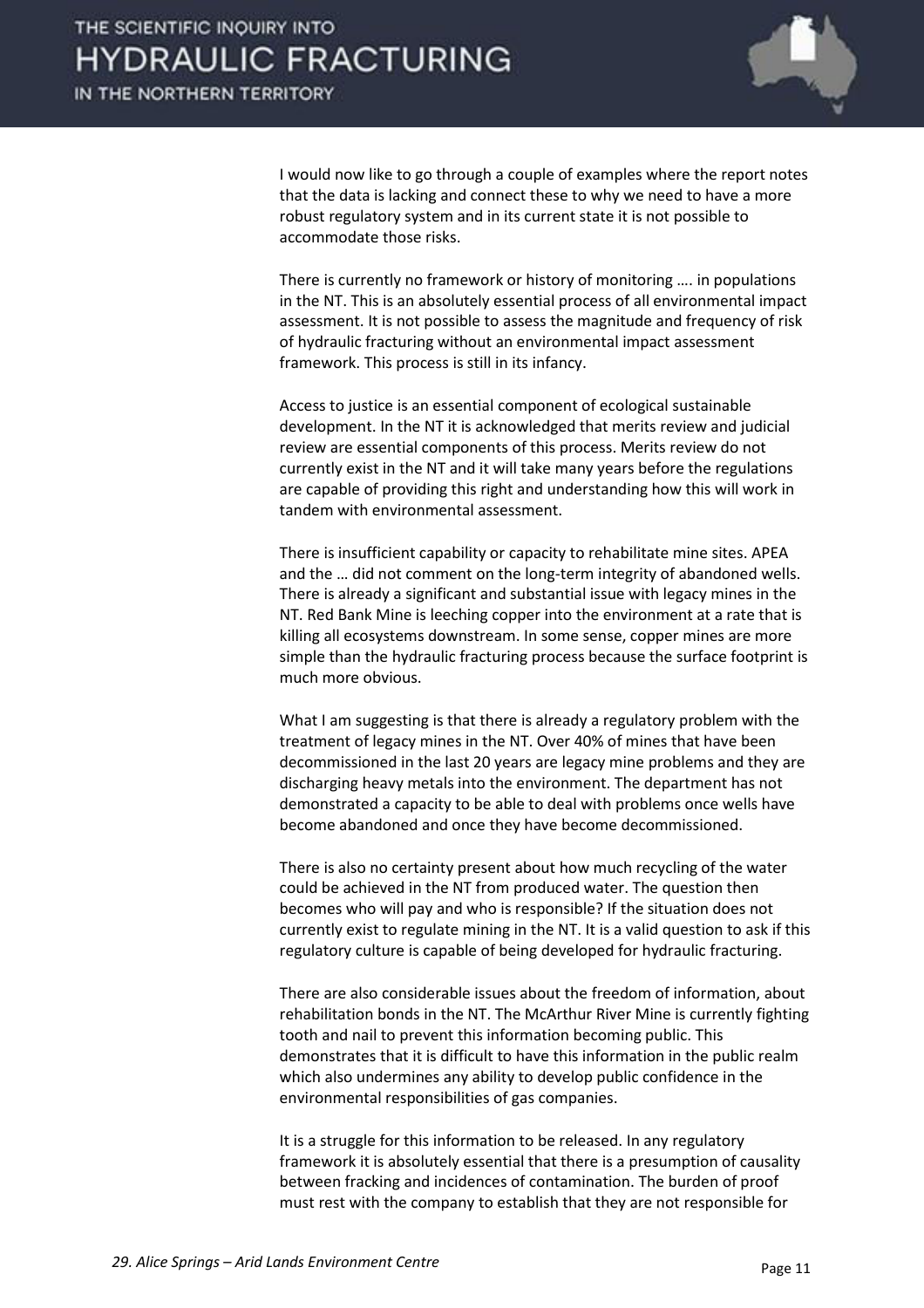I would now like to go through a couple of examples where the report notes that the data is lacking and connect these to why we need to have a more robust regulatory system and in its current state it is not possible to accommodate those risks.

There is currently no framework or history of monitoring …. in populations in the NT. This is an absolutely essential process of all environmental impact assessment. It is not possible to assess the magnitude and frequency of risk of hydraulic fracturing without an environmental impact assessment framework. This process is still in its infancy.

Access to justice is an essential component of ecological sustainable development. In the NT it is acknowledged that merits review and judicial review are essential components of this process. Merits review do not currently exist in the NT and it will take many years before the regulations are capable of providing this right and understanding how this will work in tandem with environmental assessment.

There is insufficient capability or capacity to rehabilitate mine sites. APEA and the … did not comment on the long-term integrity of abandoned wells. There is already a significant and substantial issue with legacy mines in the NT. Red Bank Mine is leeching copper into the environment at a rate that is killing all ecosystems downstream. In some sense, copper mines are more simple than the hydraulic fracturing process because the surface footprint is much more obvious.

What I am suggesting is that there is already a regulatory problem with the treatment of legacy mines in the NT. Over 40% of mines that have been decommissioned in the last 20 years are legacy mine problems and they are discharging heavy metals into the environment. The department has not demonstrated a capacity to be able to deal with problems once wells have become abandoned and once they have become decommissioned.

There is also no certainty present about how much recycling of the water could be achieved in the NT from produced water. The question then becomes who will pay and who is responsible? If the situation does not currently exist to regulate mining in the NT. It is a valid question to ask if this regulatory culture is capable of being developed for hydraulic fracturing.

There are also considerable issues about the freedom of information, about rehabilitation bonds in the NT. The McArthur River Mine is currently fighting tooth and nail to prevent this information becoming public. This demonstrates that it is difficult to have this information in the public realm which also undermines any ability to develop public confidence in the environmental responsibilities of gas companies.

It is a struggle for this information to be released. In any regulatory framework it is absolutely essential that there is a presumption of causality between fracking and incidences of contamination. The burden of proof must rest with the company to establish that they are not responsible for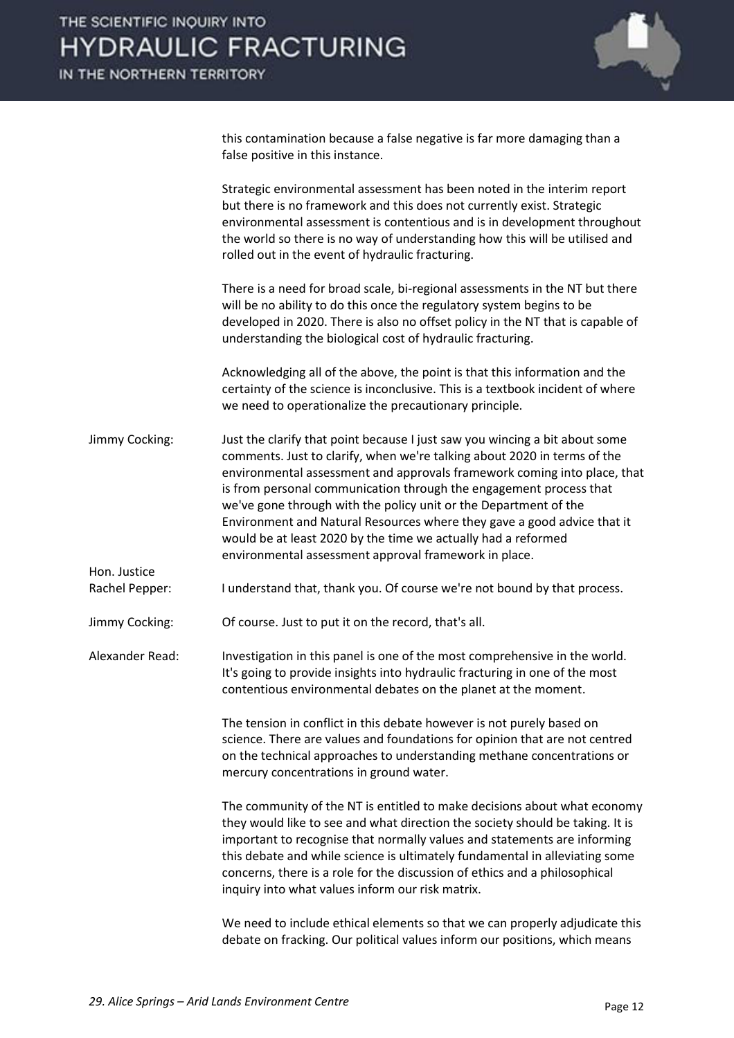this contamination because a false negative is far more damaging than a false positive in this instance.

Strategic environmental assessment has been noted in the interim report but there is no framework and this does not currently exist. Strategic environmental assessment is contentious and is in development throughout the world so there is no way of understanding how this will be utilised and rolled out in the event of hydraulic fracturing.

There is a need for broad scale, bi-regional assessments in the NT but there will be no ability to do this once the regulatory system begins to be developed in 2020. There is also no offset policy in the NT that is capable of understanding the biological cost of hydraulic fracturing.

Acknowledging all of the above, the point is that this information and the certainty of the science is inconclusive. This is a textbook incident of where we need to operationalize the precautionary principle.

**Jimmy Cocking:** Just the clarify that point because I just saw you wincing a bit about some comments. Just to clarify, when we're talking about 2020 in terms of the environmental assessment and approvals framework coming into place, that is from personal communication through the engagement process that we've gone through with the policy unit or the Department of the Environment and Natural Resources where they gave a good advice that it would be at least 2020 by the time we actually had a reformed environmental assessment approval framework in place.

**Hon. Justice Rachel Pepper:** I understand that, thank you. Of course we're not bound by that process.

**Jimmy Cocking:** Of course. Just to put it on the record, that's all.

**Alexander Read:** Investigation in this panel is one of the most comprehensive in the world. It's going to provide insights into hydraulic fracturing in one of the most contentious environmental debates on the planet at the moment.

The tension in conflict in this debate however is not purely based on science. There are values and foundations for opinion that are not centred on the technical approaches to understanding methane concentrations or mercury concentrations in ground water.

The community of the NT is entitled to make decisions about what economy they would like to see and what direction the society should be taking. It is important to recognise that normally values and statements are informing this debate and while science is ultimately fundamental in alleviating some concerns, there is a role for the discussion of ethics and a philosophical inquiry into what values inform our risk matrix.

We need to include ethical elements so that we can properly adjudicate this debate on fracking. Our political values inform our positions, which means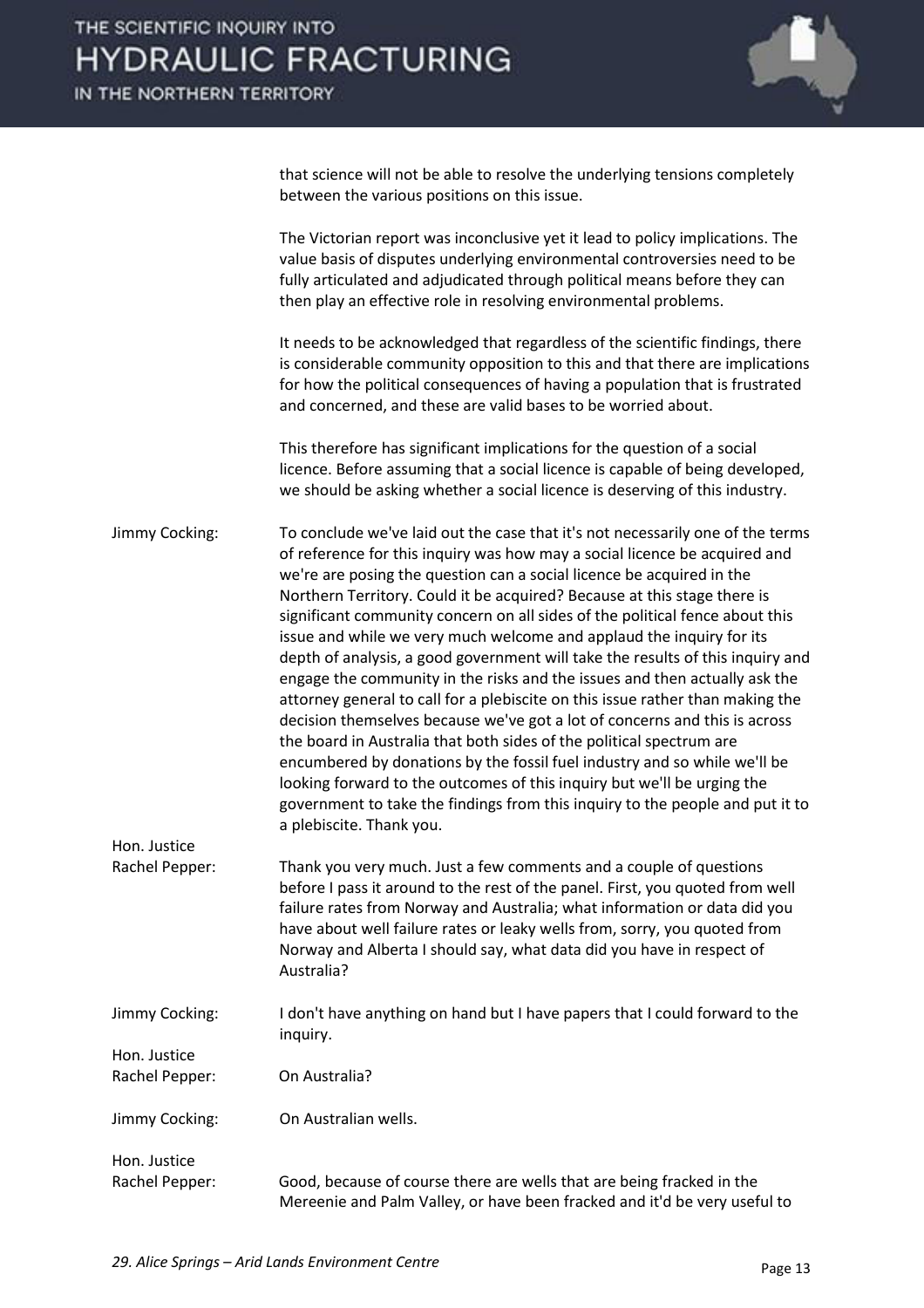that science will not be able to resolve the underlying tensions completely between the various positions on this issue.

The Victorian report was inconclusive yet it lead to policy implications. The value basis of disputes underlying environmental controversies need to be fully articulated and adjudicated through political means before they can then play an effective role in resolving environmental problems.

It needs to be acknowledged that regardless of the scientific findings, there is considerable community opposition to this and that there are implications for how the political consequences of having a population that is frustrated and concerned, and these are valid bases to be worried about.

This therefore has significant implications for the question of a social licence. Before assuming that a social licence is capable of being developed, we should be asking whether a social licence is deserving of this industry.

Jimmy Cocking: To conclude we've laid out the case that it's not necessarily one of the terms of reference for this inquiry was how may a social licence be acquired and we're are posing the question can a social licence be acquired in the Northern Territory. Could it be acquired? Because at this stage there is significant community concern on all sides of the political fence about this issue and while we very much welcome and applaud the inquiry for its depth of analysis, a good government will take the results of this inquiry and engage the community in the risks and the issues and then actually ask the attorney general to call for a plebiscite on this issue rather than making the decision themselves because we've got a lot of concerns and this is across the board in Australia that both sides of the political spectrum are encumbered by donations by the fossil fuel industry and so while we'll be looking forward to the outcomes of this inquiry but we'll be urging the government to take the findings from this inquiry to the people and put it to a plebiscite. Thank you.

Hon. Justice Rachel Pepper: Thank you very much. Just a few comments and a couple of questions before I pass it around to the rest of the panel. First, you quoted from well failure rates from Norway and Australia; what information or data did you have about well failure rates or leaky wells from, sorry, you quoted from Norway and Alberta I should say, what data did you have in respect of Australia?

Jimmy Cocking: I don't have anything on hand but I have papers that I could forward to the inquiry.

Hon. Justice Rachel Pepper: On Australia?

Jimmy Cocking: On Australian wells.

Hon. Justice Rachel Pepper: Good, because of course there are wells that are being fracked in the Mereenie and Palm Valley, or have been fracked and it'd be very useful to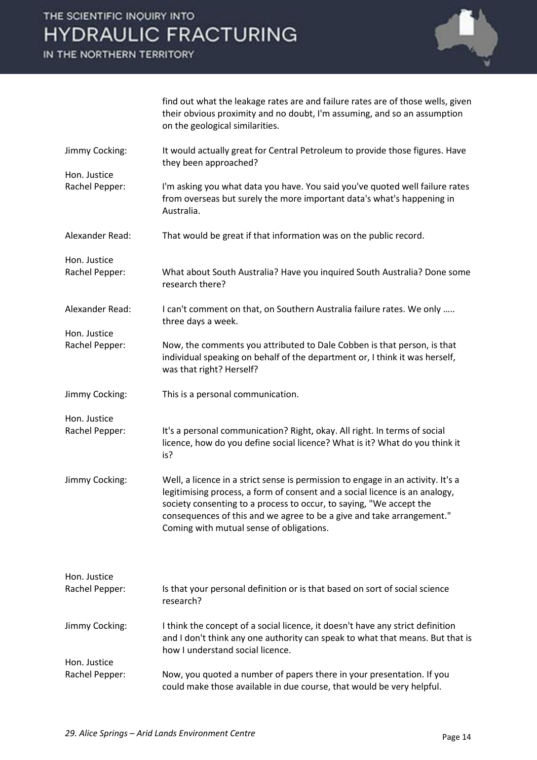find out what the leakage rates are and failure rates are of those wells, given their obvious proximity and no doubt, I'm assuming, and so an assumption on the geological similarities.

**Jimmy Cocking:** It would actually great for Central Petroleum to provide those figures. Have they been approached?

**Hon. Justice Rachel Pepper:** I'm asking you what data you have. You said you've quoted well failure rates from overseas but surely the more important data's what's happening in Australia.

**Alexander Read:** That would be great if that information was on the public record.

**Hon. Justice Rachel Pepper:** What about South Australia? Have you inquired South Australia? Done some research there?

**Alexander Read:** I can't comment on that, on Southern Australia failure rates. We only ….. three days a week.

**Hon. Justice Rachel Pepper:** Now, the comments you attributed to Dale Cobben is that person, is that individual speaking on behalf of the department or, I think it was herself, was that right? Herself?

**Jimmy Cocking:** This is a personal communication.

**Hon. Justice Rachel Pepper:** It's a personal communication? Right, okay. All right. In terms of social licence, how do you define social licence? What is it? What do you think it is?

**Jimmy Cocking:** Well, a licence in a strict sense is permission to engage in an activity. It's a legitimising process, a form of consent and a social licence is an analogy, society consenting to a process to occur, to saying, "We accept the consequences of this and we agree to be a give and take arrangement." Coming with mutual sense of obligations.

**Hon. Justice Rachel Pepper:** Is that your personal definition or is that based on sort of social science research?

**Jimmy Cocking:** I think the concept of a social licence, it doesn't have any strict definition and I don't think any one authority can speak to what that means. But that is how I understand social licence.

**Hon. Justice Rachel Pepper:** Now, you quoted a number of papers there in your presentation. If you could make those available in due course, that would be very helpful.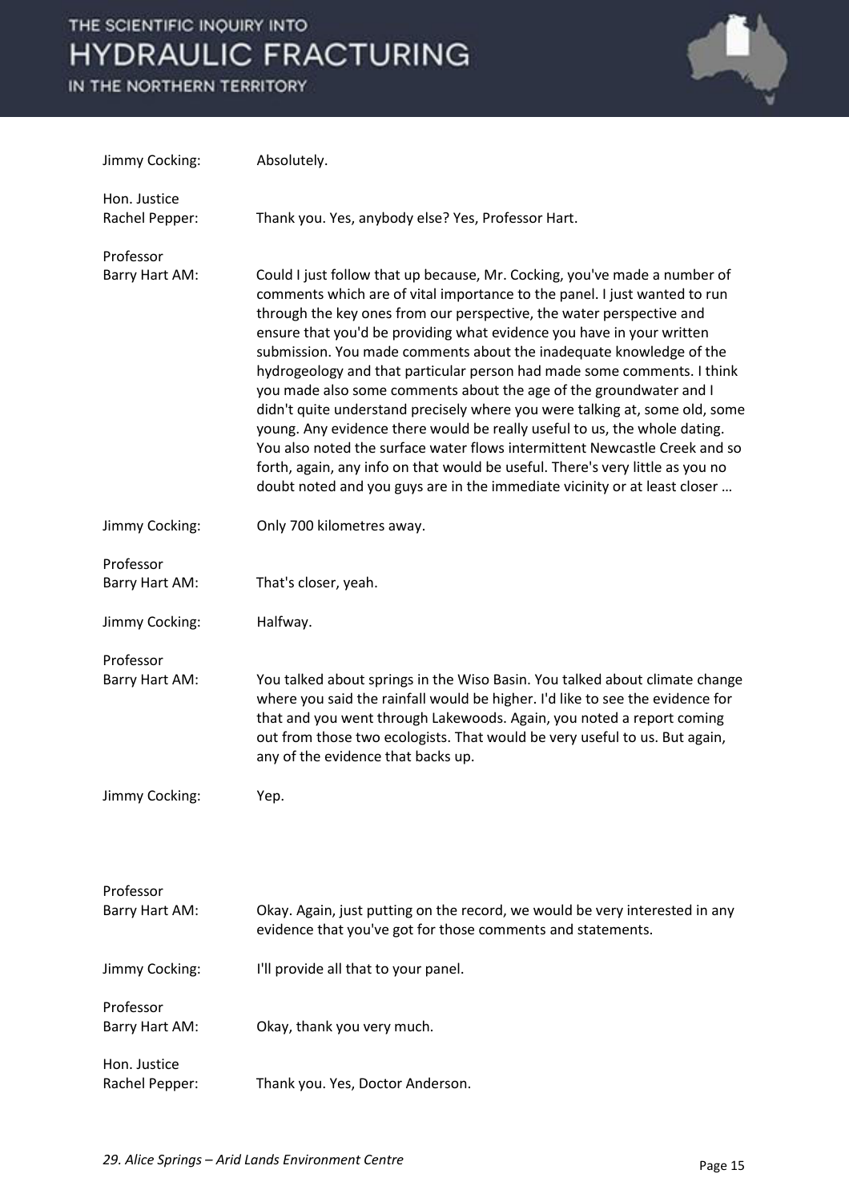**Jimmy Cocking:** Absolutely.

**Hon. Justice Rachel Pepper:** Thank you. Yes, anybody else? Yes, Professor Hart.

**Professor Barry Hart AM:** Could I just follow that up because, Mr. Cocking, you've made a number of comments which are of vital importance to the panel. I just wanted to run through the key ones from our perspective, the water perspective and ensure that you'd be providing what evidence you have in your written submission. You made comments about the inadequate knowledge of the hydrogeology and that particular person had made some comments. I think you made also some comments about the age of the groundwater and I didn't quite understand precisely where you were talking at, some old, some young. Any evidence there would be really useful to us, the whole dating. You also noted the surface water flows intermittent Newcastle Creek and so forth, again, any info on that would be useful. There's very little as you no doubt noted and you guys are in the immediate vicinity or at least closer …

**Jimmy Cocking:** Only 700 kilometres away.

**Professor Barry Hart AM:** That's closer, yeah.

**Jimmy Cocking:** Halfway.

**Professor Barry Hart AM:** You talked about springs in the Wiso Basin. You talked about climate change where you said the rainfall would be higher. I'd like to see the evidence for that and you went through Lakewoods. Again, you noted a report coming out from those two ecologists. That would be very useful to us. But again, any of the evidence that backs up.

**Jimmy Cocking:** Yep.

**Professor Barry Hart AM:** Okay. Again, just putting on the record, we would be very interested in any evidence that you've got for those comments and statements.

**Jimmy Cocking:** I'll provide all that to your panel.

**Professor Barry Hart AM:** Okay, thank you very much.

**Hon. Justice Rachel Pepper:** Thank you. Yes, Doctor Anderson.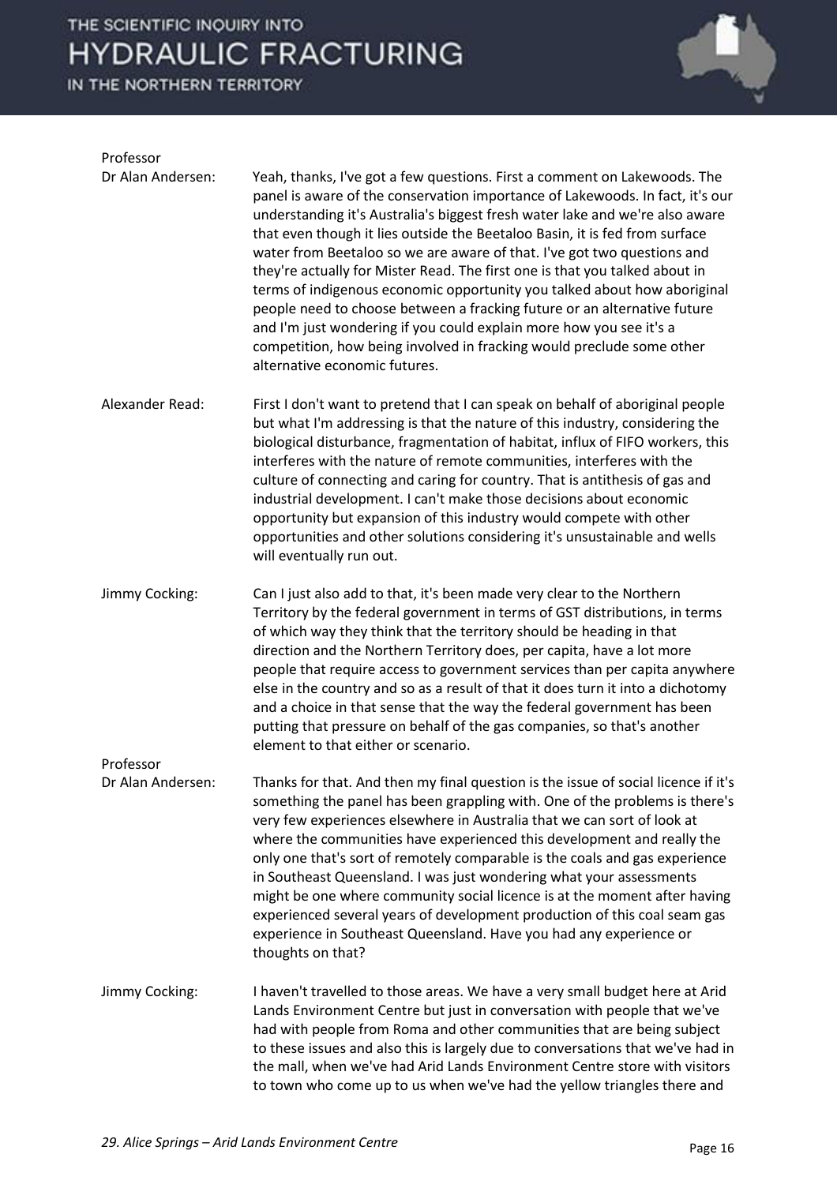**Professor Dr Alan Andersen:** Yeah, thanks, I've got a few questions. First a comment on Lakewoods. The panel is aware of the conservation importance of Lakewoods. In fact, it's our understanding it's Australia's biggest fresh water lake and we're also aware that even though it lies outside the Beetaloo Basin, it is fed from surface water from Beetaloo so we are aware of that. I've got two questions and they're actually for Mister Read. The first one is that you talked about in terms of indigenous economic opportunity you talked about how aboriginal people need to choose between a fracking future or an alternative future and I'm just wondering if you could explain more how you see it's a competition, how being involved in fracking would preclude some other alternative economic futures.

**Alexander Read:** First I don't want to pretend that I can speak on behalf of aboriginal people but what I'm addressing is that the nature of this industry, considering the biological disturbance, fragmentation of habitat, influx of FIFO workers, this interferes with the nature of remote communities, interferes with the culture of connecting and caring for country. That is antithesis of gas and industrial development. I can't make those decisions about economic opportunity but expansion of this industry would compete with other opportunities and other solutions considering it's unsustainable and wells will eventually run out.

**Jimmy Cocking:** Can I just also add to that, it's been made very clear to the Northern Territory by the federal government in terms of GST distributions, in terms of which way they think that the territory should be heading in that direction and the Northern Territory does, per capita, have a lot more people that require access to government services than per capita anywhere else in the country and so as a result of that it does turn it into a dichotomy and a choice in that sense that the way the federal government has been putting that pressure on behalf of the gas companies, so that's another element to that either or scenario.

**Professor Dr Alan Andersen:** Thanks for that. And then my final question is the issue of social licence if it's something the panel has been grappling with. One of the problems is there's very few experiences elsewhere in Australia that we can sort of look at where the communities have experienced this development and really the only one that's sort of remotely comparable is the coals and gas experience in Southeast Queensland. I was just wondering what your assessments might be one where community social licence is at the moment after having experienced several years of development production of this coal seam gas experience in Southeast Queensland. Have you had any experience or thoughts on that?

**Jimmy Cocking:** I haven't travelled to those areas. We have a very small budget here at Arid Lands Environment Centre but just in conversation with people that we've had with people from Roma and other communities that are being subject to these issues and also this is largely due to conversations that we've had in the mall, when we've had Arid Lands Environment Centre store with visitors to town who come up to us when we've had the yellow triangles there and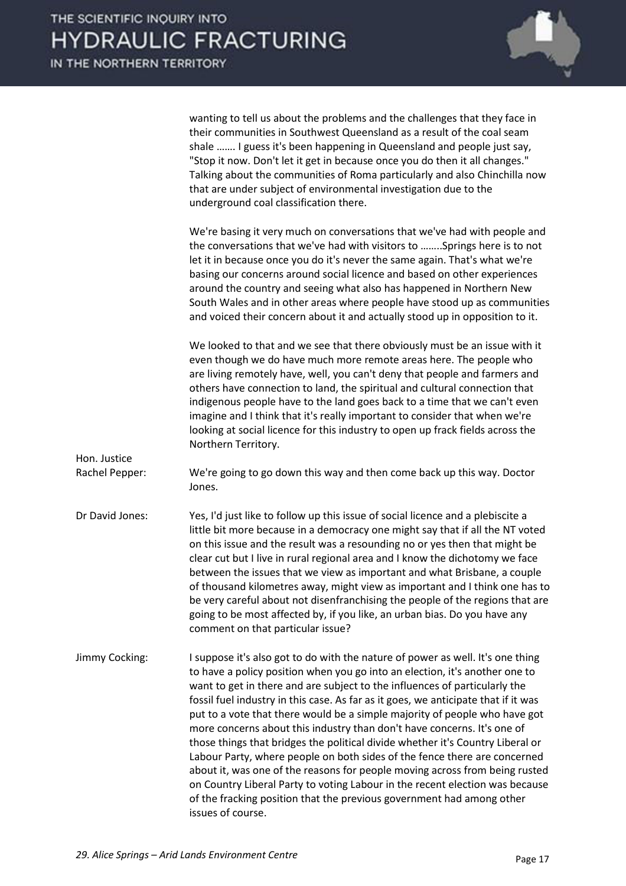wanting to tell us about the problems and the challenges that they face in their communities in Southwest Queensland as a result of the coal seam shale ……. I guess it's been happening in Queensland and people just say, "Stop it now. Don't let it get in because once you do then it all changes." Talking about the communities of Roma particularly and also Chinchilla now that are under subject of environmental investigation due to the underground coal classification there.

We're basing it very much on conversations that we've had with people and the conversations that we've had with visitors to ……..Springs here is to not let it in because once you do it's never the same again. That's what we're basing our concerns around social licence and based on other experiences around the country and seeing what also has happened in Northern New South Wales and in other areas where people have stood up as communities and voiced their concern about it and actually stood up in opposition to it.

We looked to that and we see that there obviously must be an issue with it even though we do have much more remote areas here. The people who are living remotely have, well, you can't deny that people and farmers and others have connection to land, the spiritual and cultural connection that indigenous people have to the land goes back to a time that we can't even imagine and I think that it's really important to consider that when we're looking at social licence for this industry to open up frack fields across the Northern Territory.

**Hon. Justice Rachel Pepper:** We're going to go down this way and then come back up this way. Doctor Jones.

**Dr David Jones:** Yes, I'd just like to follow up this issue of social licence and a plebiscite a little bit more because in a democracy one might say that if all the NT voted on this issue and the result was a resounding no or yes then that might be clear cut but I live in rural regional area and I know the dichotomy we face between the issues that we view as important and what Brisbane, a couple of thousand kilometres away, might view as important and I think one has to be very careful about not disenfranchising the people of the regions that are going to be most affected by, if you like, an urban bias. Do you have any comment on that particular issue?

**Jimmy Cocking:** I suppose it's also got to do with the nature of power as well. It's one thing to have a policy position when you go into an election, it's another one to want to get in there and are subject to the influences of particularly the fossil fuel industry in this case. As far as it goes, we anticipate that if it was put to a vote that there would be a simple majority of people who have got more concerns about this industry than don't have concerns. It's one of those things that bridges the political divide whether it's Country Liberal or Labour Party, where people on both sides of the fence there are concerned about it, was one of the reasons for people moving across from being rusted on Country Liberal Party to voting Labour in the recent election was because of the fracking position that the previous government had among other issues of course.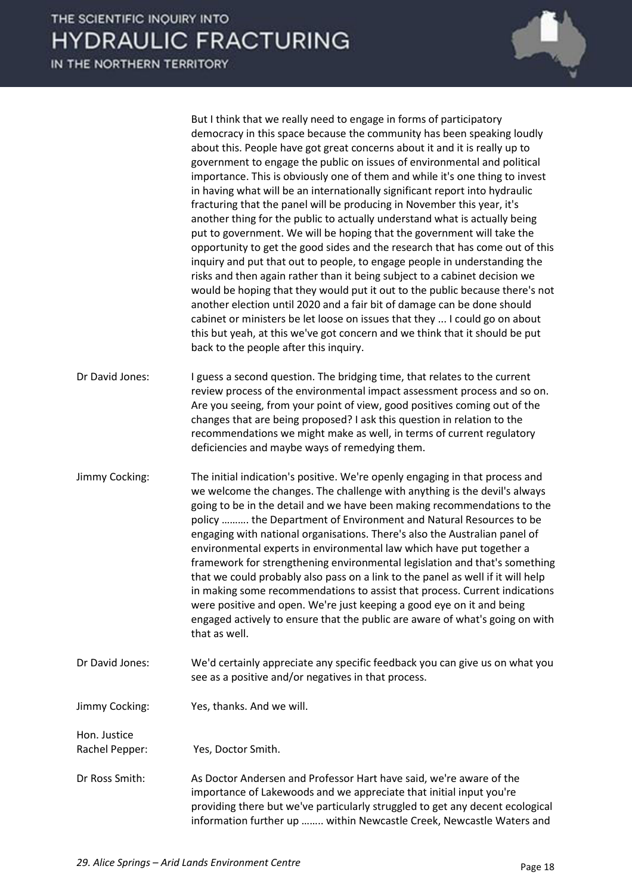But I think that we really need to engage in forms of participatory democracy in this space because the community has been speaking loudly about this. People have got great concerns about it and it is really up to government to engage the public on issues of environmental and political importance. This is obviously one of them and while it's one thing to invest in having what will be an internationally significant report into hydraulic fracturing that the panel will be producing in November this year, it's another thing for the public to actually understand what is actually being put to government. We will be hoping that the government will take the opportunity to get the good sides and the research that has come out of this inquiry and put that out to people, to engage people in understanding the risks and then again rather than it being subject to a cabinet decision we would be hoping that they would put it out to the public because there's not another election until 2020 and a fair bit of damage can be done should cabinet or ministers be let loose on issues that they ... I could go on about this but yeah, at this we've got concern and we think that it should be put back to the people after this inquiry.

Dr David Jones: I guess a second question. The bridging time, that relates to the current review process of the environmental impact assessment process and so on. Are you seeing, from your point of view, good positives coming out of the changes that are being proposed? I ask this question in relation to the recommendations we might make as well, in terms of current regulatory deficiencies and maybe ways of remedying them.

Jimmy Cocking: The initial indication's positive. We're openly engaging in that process and we welcome the changes. The challenge with anything is the devil's always going to be in the detail and we have been making recommendations to the policy ………. the Department of Environment and Natural Resources to be engaging with national organisations. There's also the Australian panel of environmental experts in environmental law which have put together a framework for strengthening environmental legislation and that's something that we could probably also pass on a link to the panel as well if it will help in making some recommendations to assist that process. Current indications were positive and open. We're just keeping a good eye on it and being engaged actively to ensure that the public are aware of what's going on with that as well.

Dr David Jones: We'd certainly appreciate any specific feedback you can give us on what you see as a positive and/or negatives in that process.

Jimmy Cocking: Yes, thanks. And we will.

Hon. Justice Rachel Pepper: Yes, Doctor Smith.

Dr Ross Smith: As Doctor Andersen and Professor Hart have said, we're aware of the importance of Lakewoods and we appreciate that initial input you're providing there but we've particularly struggled to get any decent ecological information further up …….. within Newcastle Creek, Newcastle Waters and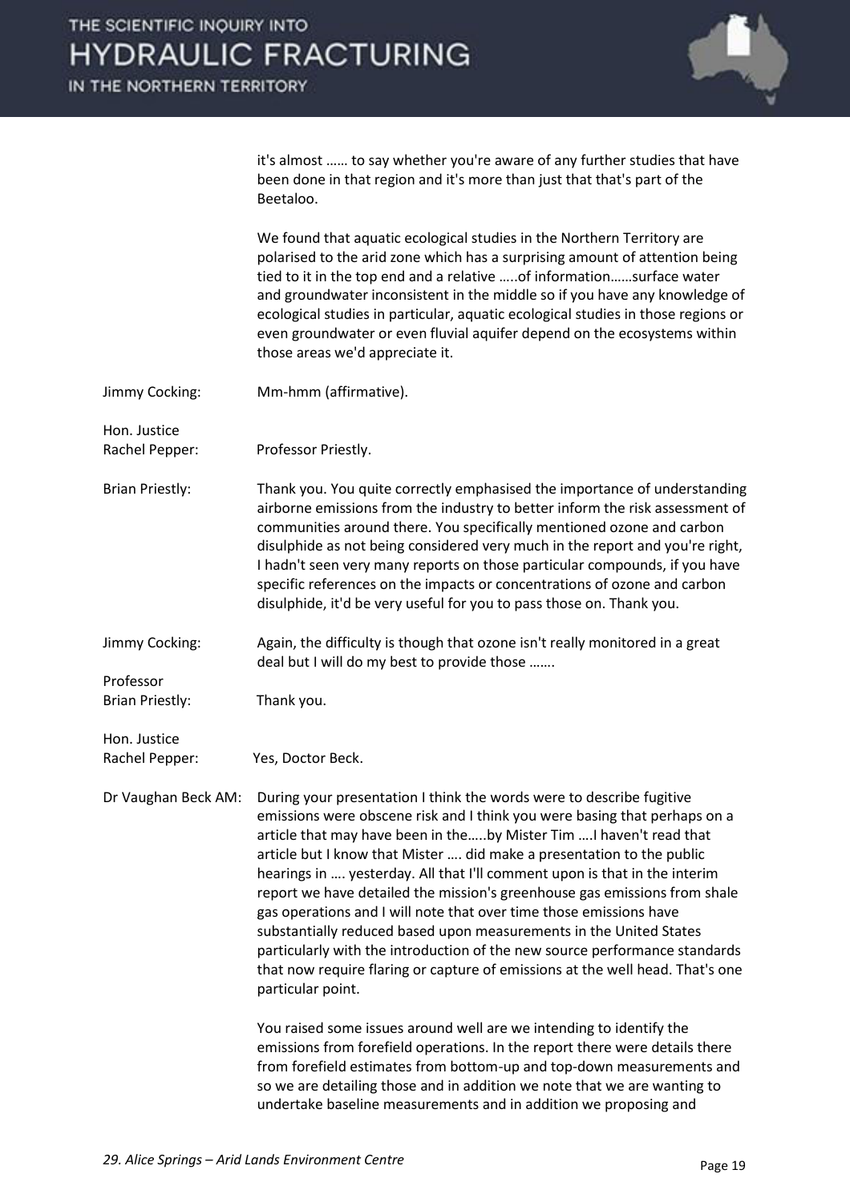it's almost …… to say whether you're aware of any further studies that have been done in that region and it's more than just that that's part of the Beetaloo.

We found that aquatic ecological studies in the Northern Territory are polarised to the arid zone which has a surprising amount of attention being tied to it in the top end and a relative …..of information……surface water and groundwater inconsistent in the middle so if you have any knowledge of ecological studies in particular, aquatic ecological studies in those regions or even groundwater or even fluvial aquifer depend on the ecosystems within those areas we'd appreciate it.

Jimmy Cocking: Mm-hmm (affirmative).

Hon. Justice Rachel Pepper: Professor Priestly.

Brian Priestly: Thank you. You quite correctly emphasised the importance of understanding airborne emissions from the industry to better inform the risk assessment of communities around there. You specifically mentioned ozone and carbon disulphide as not being considered very much in the report and you're right, I hadn't seen very many reports on those particular compounds, if you have specific references on the impacts or concentrations of ozone and carbon disulphide, it'd be very useful for you to pass those on. Thank you.

Jimmy Cocking: Again, the difficulty is though that ozone isn't really monitored in a great deal but I will do my best to provide those …….

Professor Brian Priestly: Thank you.

Hon. Justice Rachel Pepper: Yes, Doctor Beck.

Dr Vaughan Beck AM: During your presentation I think the words were to describe fugitive emissions were obscene risk and I think you were basing that perhaps on a article that may have been in the…..by Mister Tim ….I haven't read that article but I know that Mister …. did make a presentation to the public hearings in …. yesterday. All that I'll comment upon is that in the interim report we have detailed the mission's greenhouse gas emissions from shale gas operations and I will note that over time those emissions have substantially reduced based upon measurements in the United States particularly with the introduction of the new source performance standards that now require flaring or capture of emissions at the well head. That's one particular point.

You raised some issues around well are we intending to identify the emissions from forefield operations. In the report there were details there from forefield estimates from bottom-up and top-down measurements and so we are detailing those and in addition we note that we are wanting to undertake baseline measurements and in addition we proposing and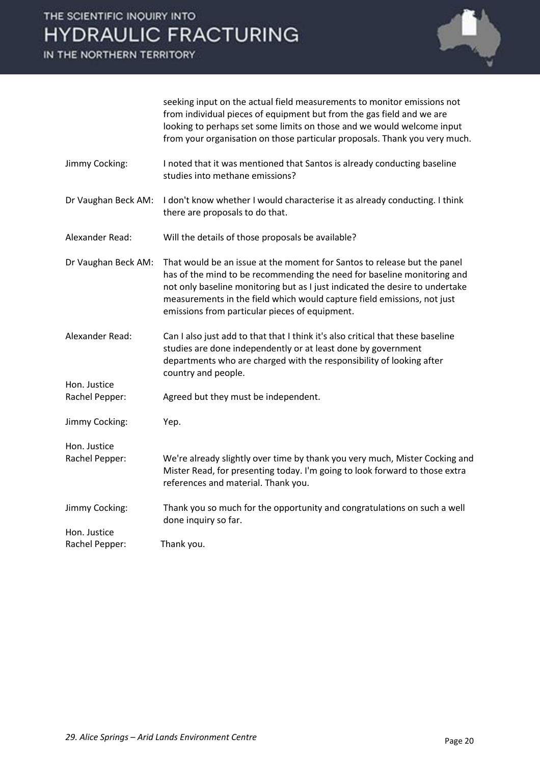seeking input on the actual field measurements to monitor emissions not from individual pieces of equipment but from the gas field and we are looking to perhaps set some limits on those and we would welcome input from your organisation on those particular proposals. Thank you very much.

Jimmy Cocking: I noted that it was mentioned that Santos is already conducting baseline studies into methane emissions?

Dr Vaughan Beck AM: I don't know whether I would characterise it as already conducting. I think there are proposals to do that.

Alexander Read: Will the details of those proposals be available?

Dr Vaughan Beck AM: That would be an issue at the moment for Santos to release but the panel has of the mind to be recommending the need for baseline monitoring and not only baseline monitoring but as I just indicated the desire to undertake measurements in the field which would capture field emissions, not just emissions from particular pieces of equipment.

Alexander Read: Can I also just add to that that I think it's also critical that these baseline studies are done independently or at least done by government departments who are charged with the responsibility of looking after country and people.

Hon. Justice Rachel Pepper: Agreed but they must be independent.

Jimmy Cocking: Yep.

Hon. Justice Rachel Pepper: We're already slightly over time by thank you very much, Mister Cocking and Mister Read, for presenting today. I'm going to look forward to those extra references and material. Thank you.

Jimmy Cocking: Thank you so much for the opportunity and congratulations on such a well done inquiry so far.

Hon. Justice Rachel Pepper: Thank you.